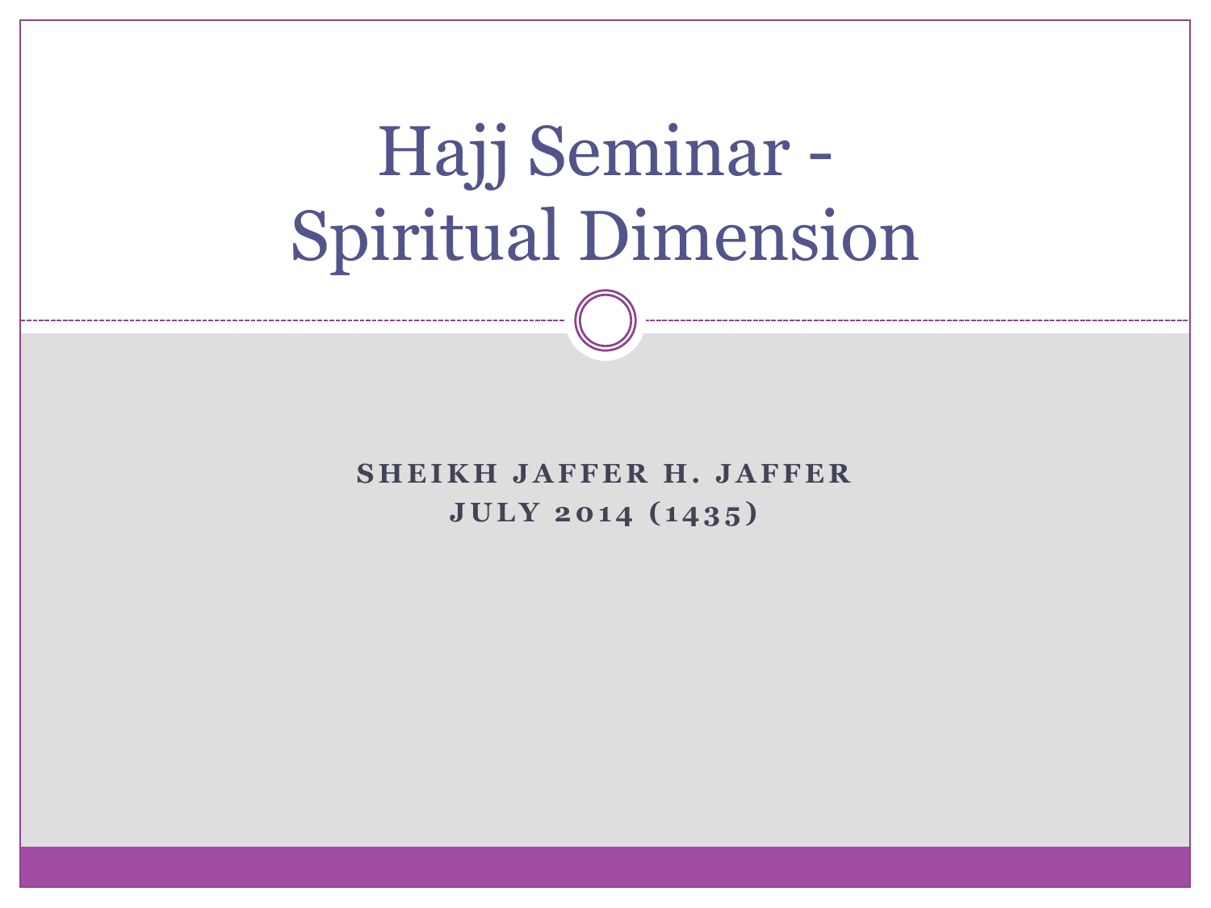# Hajj Seminar - Spiritual Dimension

**SHEIKH JAFFER H. JAFFER**
**JULY 2014 (1435)**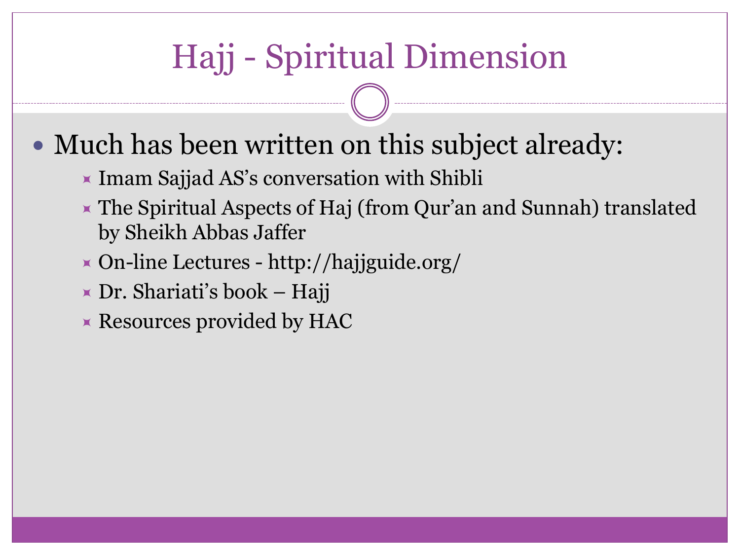# Hajj - Spiritual Dimension

- Much has been written on this subject already:
  - Imam Sajjad AS's conversation with Shibli
  - The Spiritual Aspects of Haj (from Qur'an and Sunnah) translated by Sheikh Abbas Jaffer
  - On-line Lectures - http://hajjguide.org/
  - Dr. Shariati's book – Hajj
  - Resources provided by HAC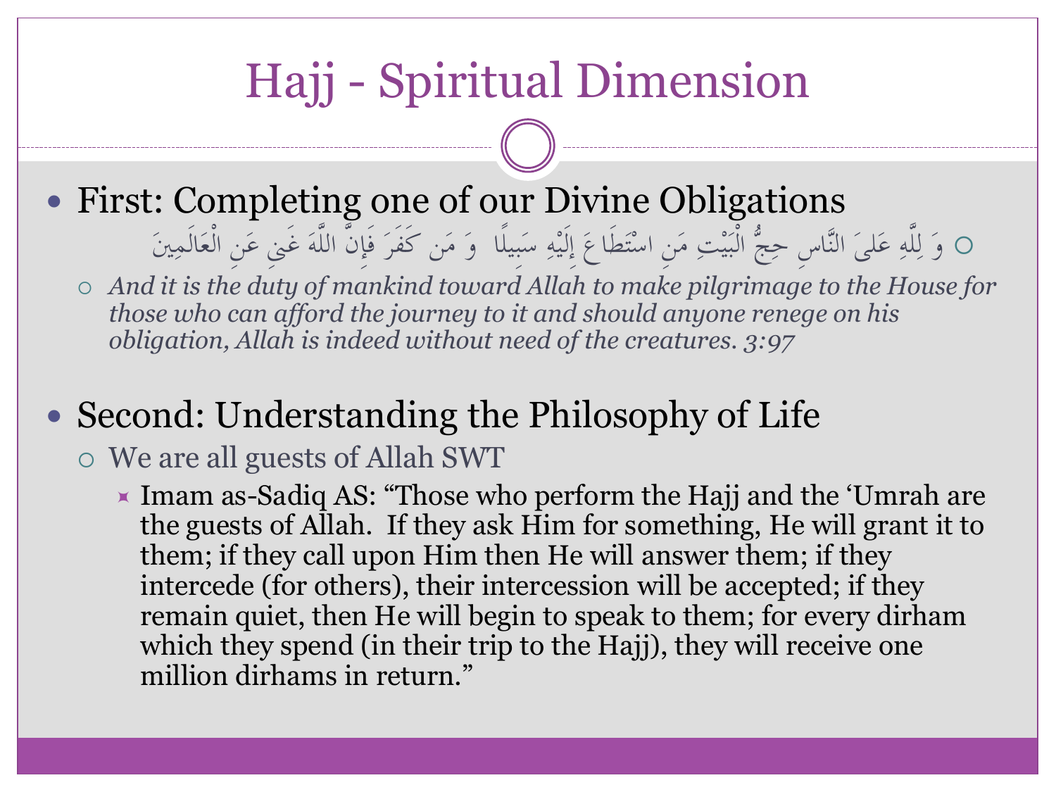# Hajj - Spiritual Dimension

- First: Completing one of our Divine Obligations
  - وَ لِلَّهِ عَلَى النَّاسِ حِجُّ الْبَيْتِ مَنِ اسْتَطَاعَ إِلَيْهِ سَبِيلًا  وَ مَن كَفَرَ فَإِنَّ اللَّهَ غَنىِ عَنِ الْعَالَمِينَ
  - *And it is the duty of mankind toward Allah to make pilgrimage to the House for those who can afford the journey to it and should anyone renege on his obligation, Allah is indeed without need of the creatures. 3:97*

- Second: Understanding the Philosophy of Life
  - We are all guests of Allah SWT
    - Imam as-Sadiq AS: "Those who perform the Hajj and the 'Umrah are the guests of Allah. If they ask Him for something, He will grant it to them; if they call upon Him then He will answer them; if they intercede (for others), their intercession will be accepted; if they remain quiet, then He will begin to speak to them; for every dirham which they spend (in their trip to the Hajj), they will receive one million dirhams in return."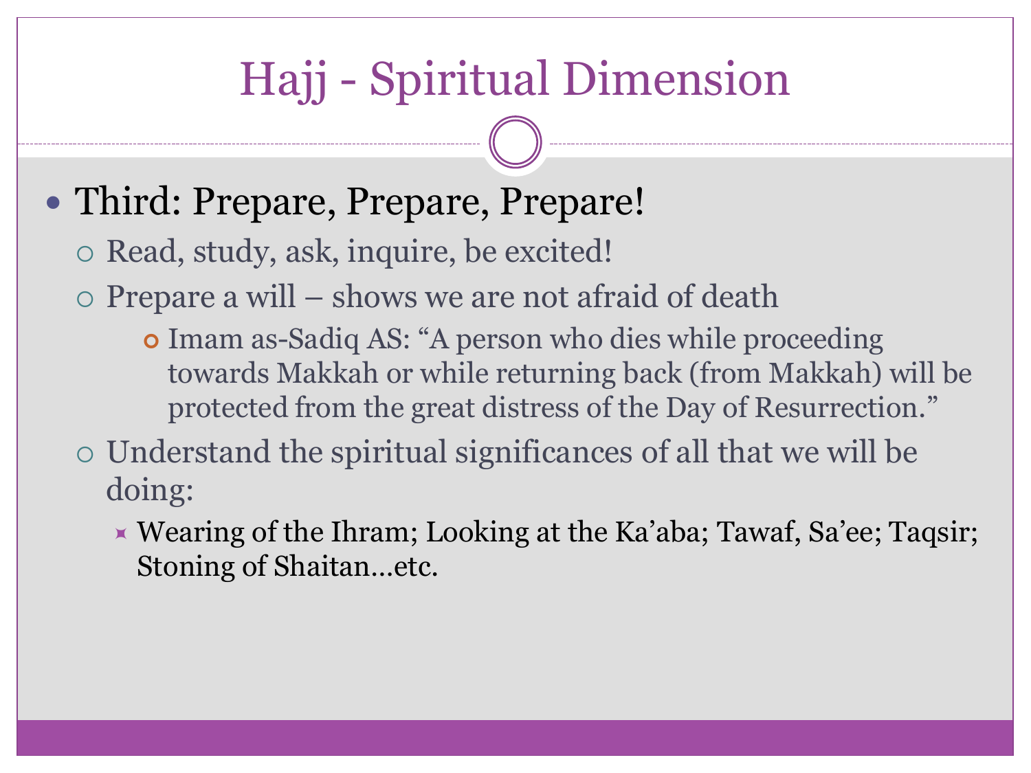# Hajj - Spiritual Dimension

- Third: Prepare, Prepare, Prepare!
  - Read, study, ask, inquire, be excited!
  - Prepare a will – shows we are not afraid of death
    - Imam as-Sadiq AS: "A person who dies while proceeding towards Makkah or while returning back (from Makkah) will be protected from the great distress of the Day of Resurrection."
  - Understand the spiritual significances of all that we will be doing:
    - Wearing of the Ihram; Looking at the Ka'aba; Tawaf, Sa'ee; Taqsir; Stoning of Shaitan…etc.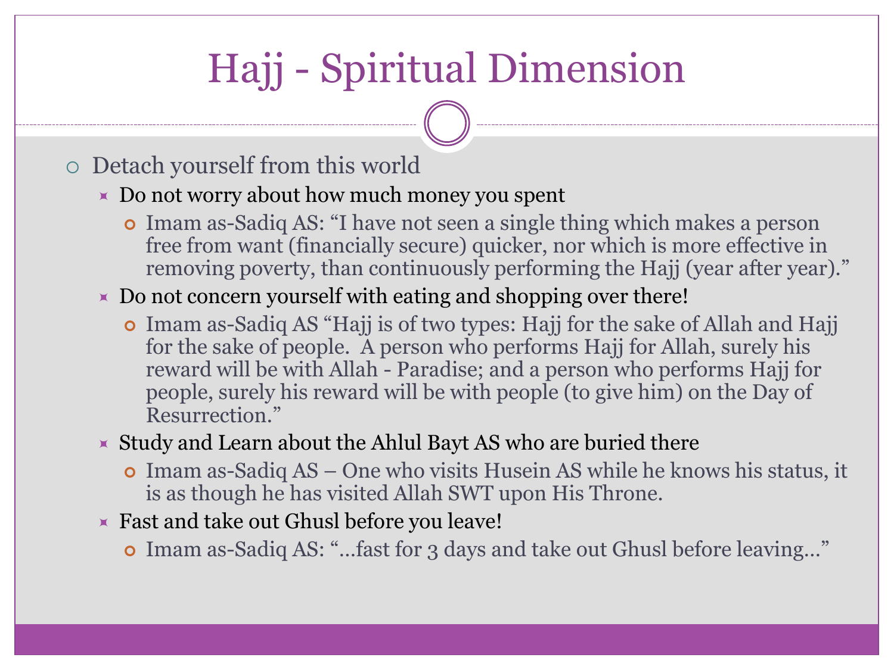# Hajj - Spiritual Dimension

- Detach yourself from this world
  - Do not worry about how much money you spent
    - Imam as-Sadiq AS: “I have not seen a single thing which makes a person free from want (financially secure) quicker, nor which is more effective in removing poverty, than continuously performing the Hajj (year after year).”
  - Do not concern yourself with eating and shopping over there!
    - Imam as-Sadiq AS “Hajj is of two types: Hajj for the sake of Allah and Hajj for the sake of people. A person who performs Hajj for Allah, surely his reward will be with Allah - Paradise; and a person who performs Hajj for people, surely his reward will be with people (to give him) on the Day of Resurrection.”
  - Study and Learn about the Ahlul Bayt AS who are buried there
    - Imam as-Sadiq AS – One who visits Husein AS while he knows his status, it is as though he has visited Allah SWT upon His Throne.
  - Fast and take out Ghusl before you leave!
    - Imam as-Sadiq AS: “…fast for 3 days and take out Ghusl before leaving…”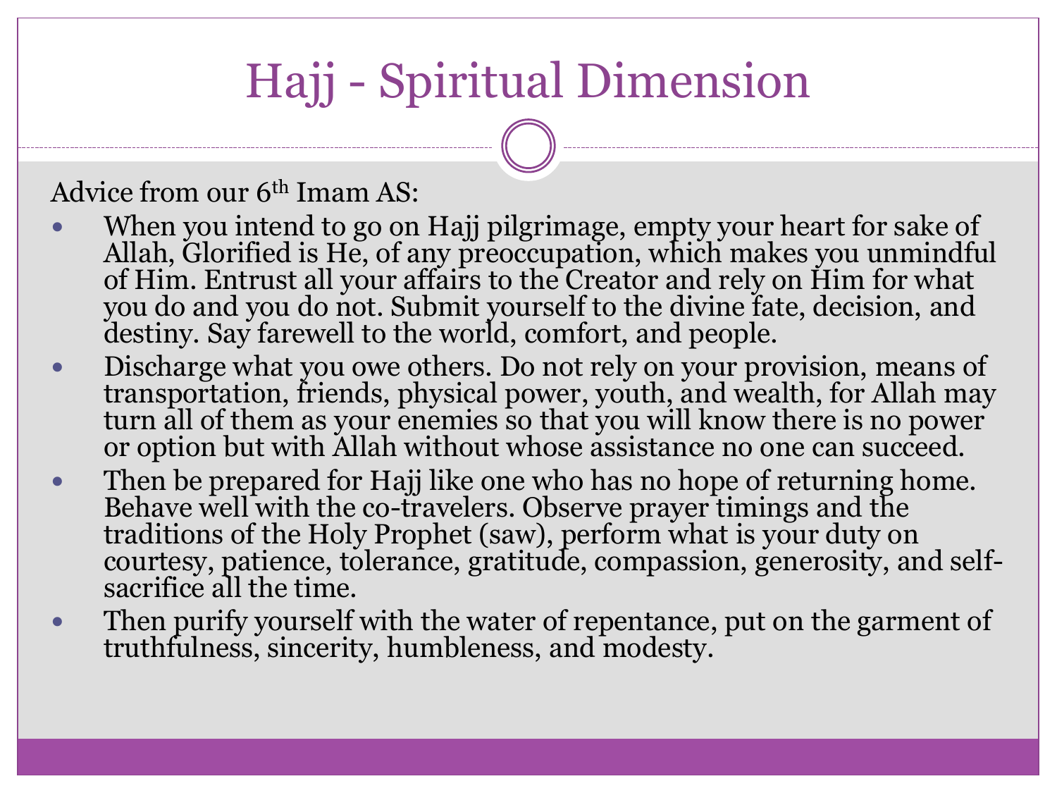# Hajj - Spiritual Dimension

Advice from our 6th Imam AS:

- When you intend to go on Hajj pilgrimage, empty your heart for sake of Allah, Glorified is He, of any preoccupation, which makes you unmindful of Him. Entrust all your affairs to the Creator and rely on Him for what you do and you do not. Submit yourself to the divine fate, decision, and destiny. Say farewell to the world, comfort, and people.
- Discharge what you owe others. Do not rely on your provision, means of transportation, friends, physical power, youth, and wealth, for Allah may turn all of them as your enemies so that you will know there is no power or option but with Allah without whose assistance no one can succeed.
- Then be prepared for Hajj like one who has no hope of returning home. Behave well with the co-travelers. Observe prayer timings and the traditions of the Holy Prophet (saw), perform what is your duty on courtesy, patience, tolerance, gratitude, compassion, generosity, and self-sacrifice all the time.
- Then purify yourself with the water of repentance, put on the garment of truthfulness, sincerity, humbleness, and modesty.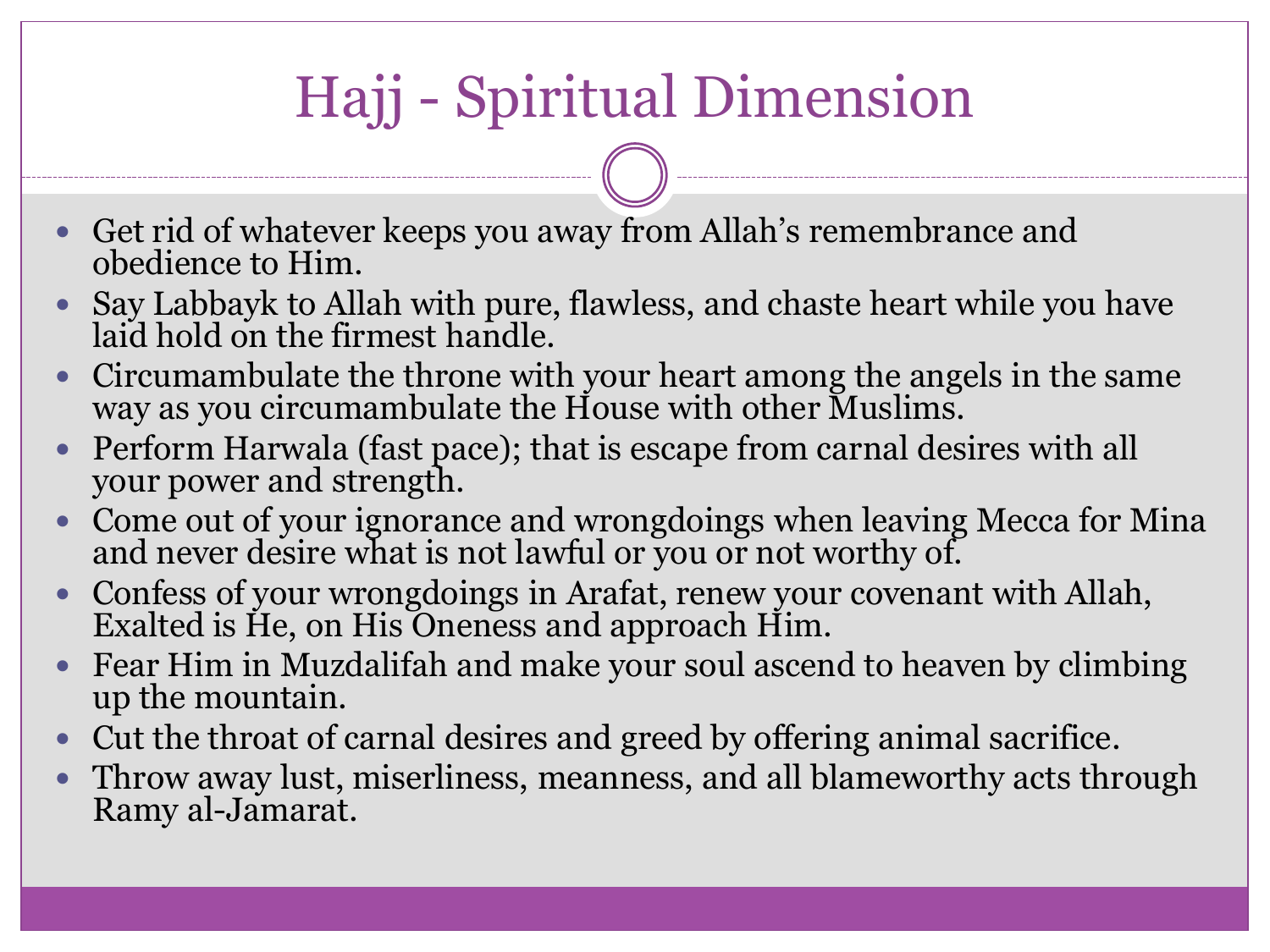# Hajj - Spiritual Dimension

- Get rid of whatever keeps you away from Allah's remembrance and obedience to Him.
- Say Labbayk to Allah with pure, flawless, and chaste heart while you have laid hold on the firmest handle.
- Circumambulate the throne with your heart among the angels in the same way as you circumambulate the House with other Muslims.
- Perform Harwala (fast pace); that is escape from carnal desires with all your power and strength.
- Come out of your ignorance and wrongdoings when leaving Mecca for Mina and never desire what is not lawful or you or not worthy of.
- Confess of your wrongdoings in Arafat, renew your covenant with Allah, Exalted is He, on His Oneness and approach Him.
- Fear Him in Muzdalifah and make your soul ascend to heaven by climbing up the mountain.
- Cut the throat of carnal desires and greed by offering animal sacrifice.
- Throw away lust, miserliness, meanness, and all blameworthy acts through Ramy al-Jamarat.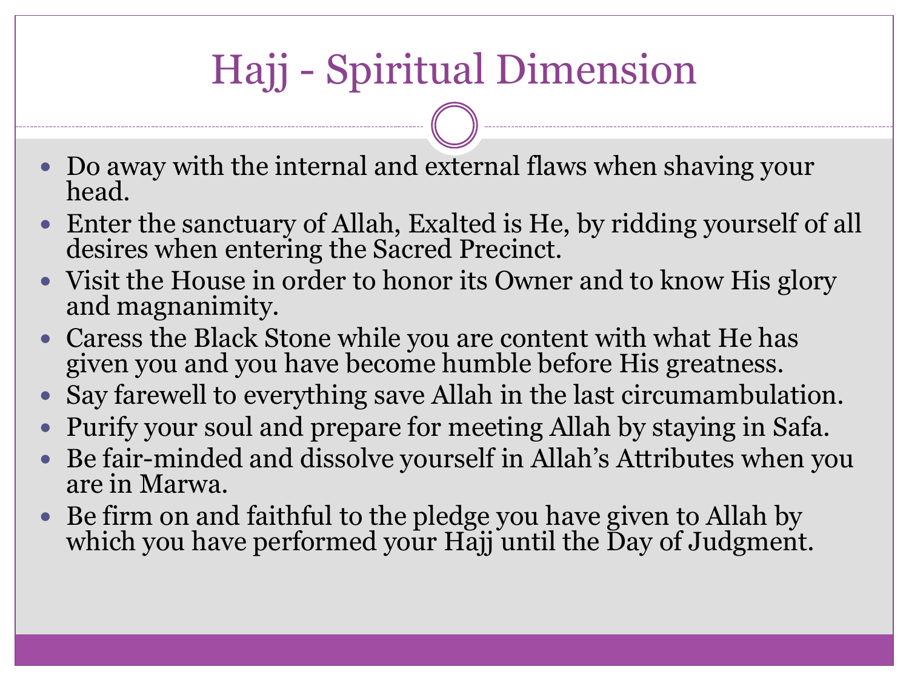# Hajj - Spiritual Dimension

- Do away with the internal and external flaws when shaving your head.
- Enter the sanctuary of Allah, Exalted is He, by ridding yourself of all desires when entering the Sacred Precinct.
- Visit the House in order to honor its Owner and to know His glory and magnanimity.
- Caress the Black Stone while you are content with what He has given you and you have become humble before His greatness.
- Say farewell to everything save Allah in the last circumambulation.
- Purify your soul and prepare for meeting Allah by staying in Safa.
- Be fair-minded and dissolve yourself in Allah's Attributes when you are in Marwa.
- Be firm on and faithful to the pledge you have given to Allah by which you have performed your Hajj until the Day of Judgment.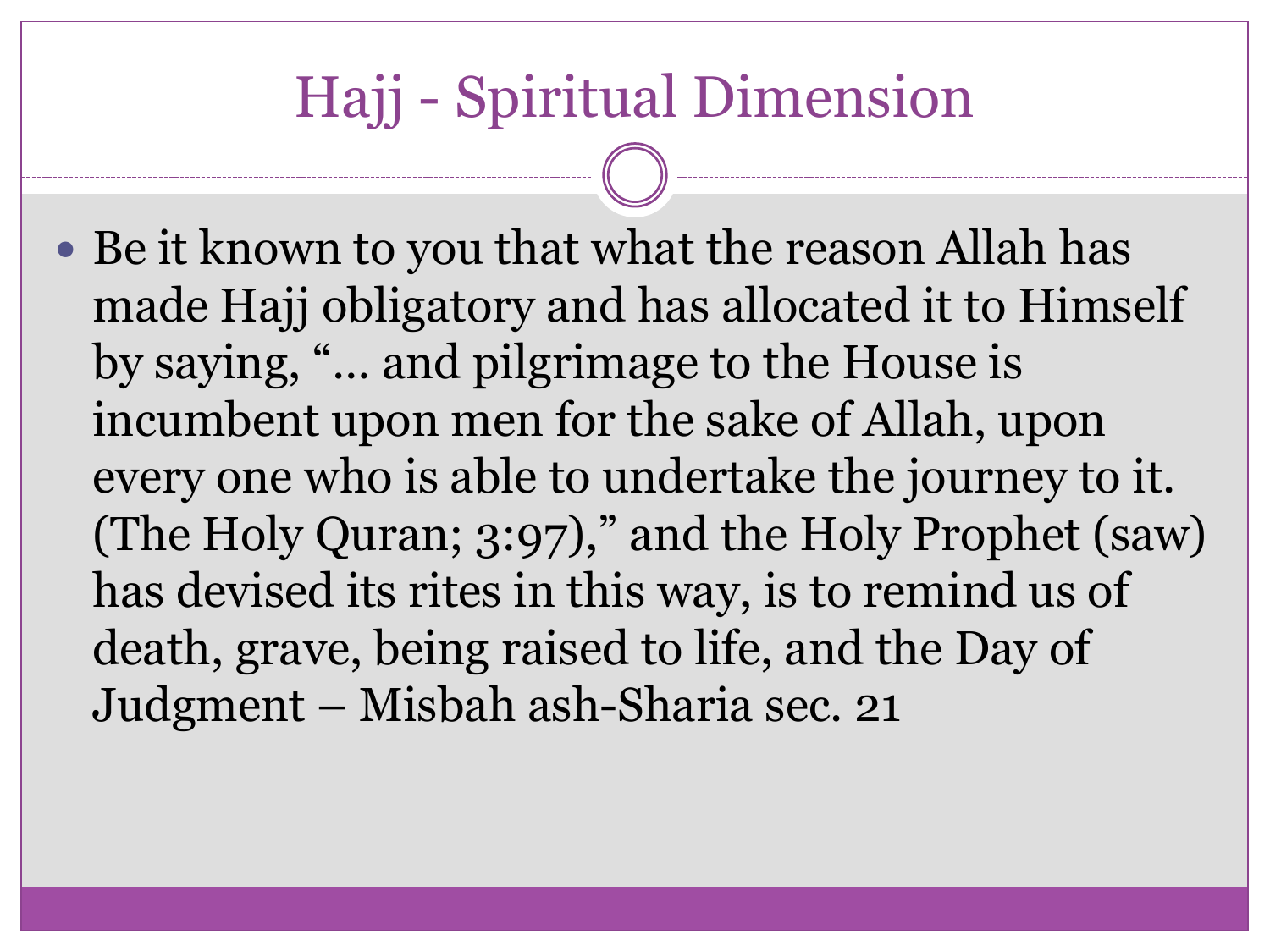# Hajj - Spiritual Dimension

- Be it known to you that what the reason Allah has made Hajj obligatory and has allocated it to Himself by saying, "… and pilgrimage to the House is incumbent upon men for the sake of Allah, upon every one who is able to undertake the journey to it. (The Holy Quran; 3:97)," and the Holy Prophet (saw) has devised its rites in this way, is to remind us of death, grave, being raised to life, and the Day of Judgment – Misbah ash-Sharia sec. 21